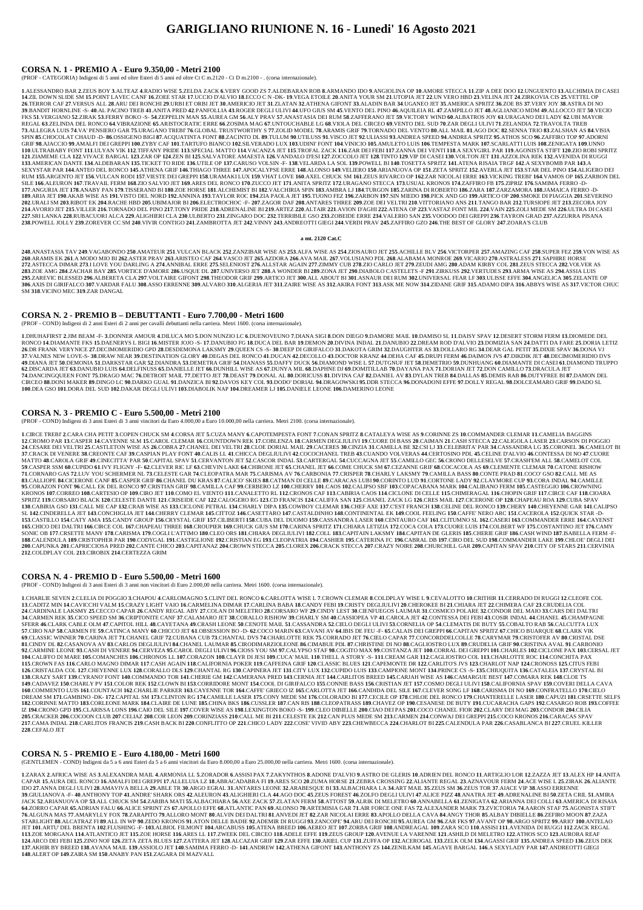# GARIGLIANO RIUNIONE N. 16 - Lunedi' 16 Agosto 2021

## CORSA N. 1 - PREMIO A - Euro 9.350,00 - Metri 2100

(PROF - CATEGORIA) Indigeni di 5 anni ed oltre Esteri di 5 anni ed oltre Ct C m.2120 - Ct D m.2100 - . (corsa internazionale).

**1**.ALESSANDRO BAR **2**.ZEUS BOY **3**.ALTEAZ **4**.RADIO WISE **5**.ZELDA ZACK **6**.VERY GOOD ZS **7**.ALDEBARAN ROB **8**.ARMANDO IDO **9**.ANGIOLINA OP **10**.AMORE STECCA **11**.ZIP A DEE DOO **12**.UNGUENTO **13**.ALCHIMIA DI CASEI **14**.ZIL DOWN SLIDE SM **15**.POINT LAVEC CANF **16**.ZOEE STAR **17**.UCCIO D'ALVIO **18**.ECCO C N -DK- **19**.VEGA ETOILE **20**.ANITA YOUR SM **21**.UTOPIA JET **22**.UN VERO HBD **23**.VELINA JET **24**.ZIRKOVIA CIS **25**.VETTEL OP **26**.TERROR CAF **27**.VERSUS ALL **28**.ARU DEI RONCHI **29**.URBI ET ORBI JET **30**.AMERICIO JET **31**.ZLATAN **32**.ATHENA GIFONT **33**.ALADIN BAR **34**.UGANEO JET **35**.AMERICA SPRITZ **36**.ZOE BS **37**.VERY JOY **38**.ASTRA DI NO **39**.BANDIT HORNLINE -S- **40**.AL PACINO TREB **41**.ANITA PRED **42**.PANFOLLIA **43**.ROGER DEGLI ULIVI **44**.UFO GIUS SM **45**.VENTO DEL PINO **46**.AQUILEIA RL **47**.ZAMPILLO JET **48**.AGLIANICO MDM **49**.ALLOCCO JET **50**.VECIO FKS **51**.VERGIANO **52**.ZIRAK **53**.FERRY BOKO -S- **54**.ZEPPELIN MAN **55**.AUREA GM **56**.ALY PRAV **57**.ANASTASIA DEI RUM **58**.ZAFFERANO JET **59**.VICTORY WIND **60**.ALBATROS JOY **61**.URAGANO DEI LADY **62**.UBI MAYOR REGAL **63**.ZELINDA DEL RONCO **64**.VIBRAZIONE **65**.ARISTOCRATIC ERRE **66**.ZOSIMA MAG **67**.UNTOUCHABLE LG **68**.VIOLA DEL CIRCEO **69**.VENTO DEL SUD **70**.ZAR DEGLI ULIVI **71**.ZELANDIA **72**.TRAVOLTA TREB **73**.ALLEGRA LUIS **74**.VA' PENSIERO GAR **75**.URAGANO TREBI' **76**.GLOBAL TRUSTWORTHY S **77**.ZOLID MODEL **78**.ARAMIS GRIF **79**.TORNADO DEL VENTO **80**.ALL MAIL **81**.AGO DOC **82**.SENNA TRIO **83**.ZALSHAN AS **84**.VISIA SPIN **85**.CHOCOLAT CHAUD -D- **86**.OSSIGENO BIGI **87**.ACQUATINTA FONT **88**.ZACINTO DL **89**.TULUM **90**.UTILUSS **91**.VISCO JET **92**.ULASSI **93**.ANDREA SPEED **94**.ANDREA SPRITZ **95**.ATHOS SCO **96**.ZAFFIRO TOP **97**.ADORNI GRIF **98**.AJACCIO **99**.AMALFI DEI GREPPI **100**.ZYBY CAF **101**.TARTUFO BIANCO **102**.SILVERADO LUX **103**.UDINE' FONT **104**.VINICIO **105**.AMULETO LUIS **106**.TEMPESTA MARK **107**.SCARLATTI LUIS **108**.ZENIGATA **109**.UNNO **110**.ULTRABABY FONT **111**.ULYAN VIK **112**.TIFFANY PRIDE **113**.SPECIAL MATTO **114**.VACANZA JET **115**.TROFAL ZACK **116**.ZAR DEI FEBI **117**.ZANNA DEI VENTI **118**.A SEXYGIRL PAR **119**.AGONISTA STIFT **120**.ZIO ROBI SPRITZ **121**.ZIAMEME CLA **122**.VIVACE BARGAL **123**.ZAR OP **124**.ZEN BI **125**.SALVATORE AMAESTA **126**.VANDALO D'ESI **127**.ZOCCOLO JET **128**.TINTO **129**.VIP DI CASEI **130**.VOLTON JET **131**.AZZOLINA REK **132**.AVENIDA DI RUGGI **133**.AMERICAN DANTE **134**.ALDEBARAN **135**.TICKET TO RIDE **136**.UTILE OP **137**.CARUSO VOLSIN -F- **138**.VELARDA LA SOL **139**.POWELL BI **140**.TOSETTA SPRITZ **141**.ATENA RISAIA TRGF **142**.A SEXYBOMB PAR **143**.A SEXYSTAR PAR **144**.ANTEO DEL RONCO **145**.ATHENA GRIF **146**.THIAGO THREE **147**.APOCALYPSE ERRE **148**.ALONSO **149**.VELIERO **150**.ARIANUOVA OP **151**.ZETA SPRITZ **152**.AVERLA JET **153**.STAR DEL PINO **154**.ALIGERO DEI RUM **155**.ARGENTO JET **156**.VULCAN RODI **157**.VIESTE DEI GREPPI **158**.URAMAKI LUX **159**.VHAT LOVE **160**.AXEL CHUCK SM **161**.ZEUS RIVARCO OP **162**.ZAR NICOLAI ERRE **163**.VICKING TREBI' **164**.VAMOS OP **165**.ZARBON DEL SILE **166**.ALEURON **167**.TRAVAIL FERM **168**.ZIO SALVIO JET **169**.ARES DEL RONCO **170**.ZUCCO JET **171**.ANITA SPRITZ **172**.URAGANO STECCA **173**.USUAL KRONOS **174**.ZAFFIRO FB **175**.ZIPRIZ **176**.SAMIMA FERRO -D- **177**.ANGURIA JET **178**.ANABY PAN **179**.TISSERAND BI **180**.ZOE HORSE **181**.ALCHEMIST BI **182**.VALCHIRIA SPIN **183**.AMBRA LJ **184**.TURGON **185**.ZARINA DI ROBERTO **186**.ZARA **187**.ZARZAMORA **188**.JAMAICA FERRO -D- **189**.ARIA JET **190**.AKAB WISE AS **191**.VISTO DEL NORD **192**.ANNINA **193**.TAYLOR ROC **194**.ZIA PAOLA JET **195**.TUONO FEZ **196**.ZARBON **197**.SIN MIEDO **198**.PICK AND GO **199**.ARTICO OP **200**.SMOKE DI PIAGGIA **201**.SEVERINO **202**.URALI SM **203**.RIBOT EK **204**.RACHE HBD **205**.UBIMAJOR BI **206**.ELECTROCHOC -F- **207**.ZAGOR DAF **208**.ANTARES THREE **209**.ZOE DEI VELTRI **210**.VITTORIANO ANS **211**.TANGO BAR **212**.TURSIOPE JET **213**.ZECORA JOY **214**.AVORIO JET **215**.VILLER **216**.TORNADO DEL PINO **217**.TONY PRIDE **218**.ADRENALINE BI **219**.ARTEZ **220**.ALTAIR **221**.AVION D'AGHI **222**.ATENA OP **223**.VASTAZ FONT MIL **224**.VAIN **225**.ZOLI MEDE SM **226**.ULTRA DI CASEI **227**.SRI LANKA **228**.RUBACUORI ALCA **229**.ALIGHIERI CLA **230**.ULBERTO **231**.ZINGARO DOC **232**.TERRIBILE GSO **233**.ZOBEIDE ERRE **234**.VALERIO SAN **235**.VOODOO DEI GREPPI **236**.TAYRON GRAD **237**.AZZURRA PISANA **238**.POWELL JOLLY **239**.ZOREVER CC SM **240**.VIVIR CONTIGO **241**.ZAMBROTTA JET **242**.VINNY **243**.ANDREOTTI GIEGI **244**.VERDI PRAV **245**.ZAFFIRO GZO **246**.THE BEST OF GLORY **247**.ZOARA'S CLUB

**a mt. 2120 Cat.C**

**248**.ANASTASIA TAV **249**.VAGABONDO **250**.AMATEUR **251**.VULCAN BLACK **252**.ZANZIBAR WISE AS **253**.ALFA WISE AS **254**.ZIOSAURO JET **255**.ACHILLE BLV **256**.VICTORPER **257**.AMAZING CAF **258**.SUPER FEZ **259**.VON WISE AS **260**.ARAMIS EK **261**.A MODO MIO BI **262**.ASTER PRAV **263**.ARISTEO CAF **264**.VASCO JET **265**.AZDORA **266**.AVA MAIL **267**.VOLUSIANO PDL **268**.ALABAMA MONROE **269**.VICARIO **270**.ASTRALESS **271**.SAPHIRE HORSE **272**.ASTECCA DIMAR **273**.I LOVE YOU DARLING A **274**.ANNIBAL ERRE **275**.SELENIOST **276**.ALLSTAR AGAIN **277**.ZIMMY CUB **278**.ZIO CARLO JET **279**.ZEUDI AMG **280**.ADAM KIRBY COL **281**.ZEUS STECCA **282**.VOLVER AS **283**.ZOE AMG **284**.ZACHAR BAY **285**.VORTICE D'AMORE **286**.USQUE DL **287**.UNIVERSO JET **288**.A WONDER BI **289**.ZONA JET **290**.DIABOLO CASTELETS -F- **291**.ZIRKUSS **292**.VERTUDES **293**.ARMA WISE AS **294**.ASSIA LUIS **295**.ZAREVIC BLESSED **296**.ALBERETA CLA **297**.VOLTAIRE GIFONT **298**.THEODOR GRIF **299**.ARTICO JET **300**.ALL ABOUT BI **301**.ASNAUR DEI RUM **302**.UNIVERSAL FEAR LF **303**.ULISSE EFFE **304**.ANGELICA **305**.ZELANTE OP **306**.AXIS DI GRIFALCO **307**.VARDAR FALU **308**.ASSO ERRENNE **309**.ALVARO **310**.ALGERIA JET **311**.ZAIRE WISE AS **312**.AKIRA FONT **313**.ASK ME NOW **314**.ZIDANE GRIF **315**.ADAMO DIPA **316**.ABBYS WISE AS **317**.VICTOR CHUC SM **318**.VICINO MEC **319**.ZAR DANGAL

## CORSA N. 2 - PREMIO B – DEBUTTANTI - Euro 7.700,00 - Metri 1600

(PROF - COND) Indigeni di 2 anni Esteri di 2 anni per cavalli debuttanti nella carriera. Metri 1600. (corsa internazionale).

**1**.DHUHAFIRST **2**.JIM BEAM -F- **3**.DONNER AMOUR **4**.DILUCA MO **5**.DON NUNZIO LC **6**.DUENOVEUNO **7**.DIANA SIGI **8**.DON DIEGO **9**.DAMORE MAIL **10**.DAMISO SL **11**.DAISY SPAV **12**.DESERT STORM FERM **13**.DIOMEDE DEL RONCO **14**.DIAMANTE FKS **15**.DAENERYS L BIGI **16**.MISTER JOJO -S- **17**.DANUBIO FG **18**.DUCA DEL BAR **19**.DEMON **20**.DIVINA INDAL **21**.DANUBIO **22**.DREAM ROD D'ALVIO **23**.DOMIZIA SAN **24**.DATTI DA FARE **25**.DORIA LETIZ **26**.DR FRANK VERYNICE **27**.DECIMOMERIDIO GPD **28**.DESDEMONA LAKSMY **29**.QUEEN CS -S- **30**.DEEP DI GRIFALCO **31**.DAKOTA GRIM **32**.DAUGHTER AS **33**.DOLLARO RG **34**.DEAR GAL PETIT **35**.DIXIE SPAV **36**.DONA VJ **37**.VALTREVIS **38**.DORIANA INDAL **39**.DEVIL DEGLI ULIVI **40**.DALI' STAR JET **41**.DENIS MAIL **42**.DIAMOND **43**.DESIRE' DIPA **44**.DERBYKID BS **45**.DREAM INDAL **46**.DIAMOND DEL RONCO **47**.DOHA SPAV **48**.DONNA CHANEL **49**.DIANA JET **50**.DEMONIA **51**.DARKSTAR GAR **52**.DIANDRA **53**.DEMETRA GRIF **54**.DIANASS **55**.DAFFY DUCK **56**.DIAMOND WISE L **57**.DUTGNUF JET **58**.DEMETRIO **59**.DUNHUANG **60**.DIAMANTE DI CASEI **61**.DIAMOND TRUPPO **62**.DISCARDA JET **63**.DANUBIO LUIS **64**.DELFINUSS **65**.DANIELLE JET **66**.DUNHILL WISE AS **67**.DUNYA MIL **68**.DAPHNE DJ **69**.DOMITILLAB **70**.DAYANA PAX **71**.DORIAN JET **72**.DON CAMILLO **73**.DRACULA JET **74**.DANCINGQUEEN FONT **75**.DRAGO MAC **76**.DETROIT MAIL **77**.DETTO JET **78**.DEAST **79**.DONAL AL **80**.DORICUSS **81**.DIVINA CAF **82**.DANIEL AV **83**.DYLAN TREB **84**.DALLAS **85**.DEMIS RAB **86**.DUTYFREE BI **87**.DAMON DEL CIRCEO **88**.DONI MAKER **89**.DINGO LC **90**.DARKO GUAL **91**.DANZICA BI **92**.DAVOS KEY COL **93**.DODO' DORIAL **94**.DRAGOWSKI **95**.DDR STECCA **96**.DONADONI EFFE **97**.DOLLY REGAL **98**.DOLCEAMARO GRIF **99**.DADO SL **100**.DEA GSO **101**.DORA DEL SUD **102**.DAKAR DEGLI ULIVI **103**.DIABOLIK NAP **104**.DREAMER LJ **105**.DANIELE LEONE **106**.DAMERINO LEONE

## CORSA N. 3 - PREMIO C - Euro 5.500,00 - Metri 2100

(PROF - COND) Indigeni di 3 anni Esteri di 3 anni vincitori da Euro 4.000,00 a Euro 10.000,00 nella carriera. Metri 2100. (corsa internazionale).

**1**.CIRCE TREBI' **2**.CARA CHA PETIT **3**.COPEN CHUCK SM **4**.CORSA JET **5**.CUZA MANY **6**.CAPOTEMPESTA FONT **7**.CONAN SPRITZ **8**.CATALEYA WISE AS **9**.CORINNE ZS **10**.COMMANDER CLEMAR **11**.CAMELIA BAGGINS **12**.CROMO PAR **13**.CASPER **14**.CAYENNE SLM **15**.CAROL CLEMAR **16**.COUNTDOWN REK **17**.COBLENZA **18**.CARMEN DEGLIULIVI **19**.CUORE DI BASS **20**.CAIMAN **21**.CASH STECCA **22**.CALIGOLA LASER **23**.CARSON DI POGGIO **24**.CESARE DEI VELTRI **25**.CASTLETON WISE AS **26**.COBRA **27**.CHANEL DEI VELTRI **28**.CLOE DORIAL MAIL **29**.CACERES **30**.CINZIA **31**.CAMILLA BE **32**.CSI LJ **33**.CELEBRITA' PAR **34**.CASSANDRA LG **35**.CORONEL **36**.CAMELOT BI **37**.CRACK DI VENERE **38**.CREONTE CAF **39**.CASPIAN PLAY FONT **40**.CALIS LL **41**.CHICCA DEGLIULIVI **42**.COCOCHANEL TREB **43**.CUANDO VOLVERAS **44**.CERTOSINO PDL **45**.CELINE D'ALVIO **46**.CONTESSA DI NO **47**.CUORE MATTO **48**.CAROLA GRIF **49**.CINECITTA' PAR **50**.CAPITAL SPAV **51**.CERVANTON JET **52**.CASCOR INDAL **53**.CARTERGAL **54**.CUCCAGNA JET **55**.CAMILLO GEC **56**.CRONO DELLESELVE **57**.CRASH'EM ALL **58**.CAMELOT COL **59**.CASPER SSM **60**.CUPIDO **61**.IVY FLIGNY -F- **62**.CLEVER RIC LF **63**.CHEVIN LAKE **64**.CHIRONE JET **65**.CHANEL JET **66**.COME CHUCK SM **67**.CEZANNE GRIF **68**.COCACOLA AS **69**.CLEMENTE CLEMAR **70**.CATONE RISHOW **71**.CORNARO GAS **72**.LUV YOU SCHERMER NL **73**.CELESTE GAR **74**.CLEOPATRA MAR **75**.CARISMA AV **76**.CARBONIA **77**.CRISPER **78**.CHARLY LAKSMY **79**.CAMILLA BASS **80**.CONTE PRAD **81**.COCO' GSO **82**.CALL ME AS **83**.CALLIOPE **84**.CICERONE CANF **85**.CASPER GRIF **86**.CHANEL DU KRAS **87**.CALICO' SKIES **88**.CATMAN DI CELLE **89**.CARACAS LUBI **90**.CORINTO LUD **91**.CORTONE LADY **92**.CLAYMORE CUP **93**.CORA INDAL **94**.CAMILLE **95**.CORAZON FONT **96**.CALL EK DEL RONCO **97**.CRISTIAN GRIF **98**.CAMILLA CAF **99**.CERBERO LZ **100**.CHERRY **101**.CAOS **102**.CALIPSO SBF **103**.COPACABANA MARK **104**.CALIBANO FERM **105**.CASTEGGIO **106**.CROWNING KRONOS **107**.CORREO **108**.CARTESIO OP **109**.CIRO JET **110**.COMO EL VIENTO **111**.CANALETTO RL **112**.CRONOS CAF **113**.CABIRIA CAOS **114**.CICLONE DI CELLE **115**.CHIMERAGAL **116**.CHOPIN GRIF **117**.CIRCE CAF **118**.CIOARA SPRITZ **119**.CORSARO BLACK **120**.CELESTE DANTE **121**.CRISEIDE CAF **122**.CALOGERO RG **123**.CD FRANCIS **124**.CALIFFA SAN **125**.CHANEL ZACK LG **126**.CRES MAIL **127**.CICERONE OP **128**.CHAPEAU ROA **129**.CUBA SPAV **130**.CABIRIA GSO **131**.CALL ME CAP **132**.CRAB WISE AS **133**.CICLONE PETRAL **134**.CHARLY DIPA **135**.COWBOY CLEMAR **136**.CHEF AXE **137**.C'EST FRANCH **138**.CELINE DEL RONCO **139**.CHERY **140**.CHEYENNE GAR **141**.CALIPSO SL **142**.CINDERELLA JET **143**.CONCHIGLIA JET **144**.CHERRY CLEMAR **145**.CITTOZ **146**.CASETTARO **147**.CASTALDINHO **148**.CONTINENTAL EK **149**.COOL FEELING **150**.CAFFE' NERO ARC **151**.CACEROLA **152**.QUICK STAR -D- **153**.CASTILLO **154**.CATY AMA **155**.CANDY GROUP **156**.CRYSTAL GRIF **157**.CILIBERTI **158**.CUBA DEL DUOMO **159**.CASSANDRA LASER **160**.CENTAURO CAF **161**.CLITUMNO SL **162**.CASERI **163**.COMMANDER ERRE **164**.CAYENST **165**.CHICO DEI DALTRI **166**.CIRCE COL **167**.CHAPEAU THREE **168**.CROUPIER **169**.CHUCK GIUS SM **170**.CARINA SPRITZ **171**.CHIARA LETIZIA **172**.COCA COLA **173**.CUORE LUIS **174**.COLBERT WF **175**.COSTANTINO JET **176**.CAMY SONIC OR **177**.CRESETTE MANY **178**.CARISMA **179**.COLLE L'ATTIMO **180**.CLEO ORS **181**.CHIARA DEGLIULIVI **182**.COLL **183**.CAPITAIN LAKSMY **184**.CAPITAN DE GLERIS **185**.CHERIE GRIF **186**.CASH WIND **187**.ISABELLA FERM -F- **188**.CALENDULA **189**.CRISTOPHER PAR **190**.CODYGAL **191**.CASTIGLIONE **192**.CRISTIAN EG **193**.CLEOPATRIA **194**.CASHIER **195**.CATERINA FC **196**.CABRAL DB **197**.CIRO DEL SUD **198**.COMMANDER LAKE **199**.CHLOE' DEGLI DEI **200**.CAPUNKA **201**.CAPRICCIOSA PRED **202**.CANTE CHICO **203**.CAPITANAZ **204**.CROWN STECCA **205**.CLOREX **206**.CRACK STECCA **207**.CRAZY NOIRE **208**.CHURCHILL GAR **209**.CAPITAN SPAV **210**.CITY OF STARS **211**.CERVINIA **212**.COLDPLAY COL **213**.CIROBIX **214**.CERTEZZA GRIM

## CORSA N. 4 - PREMIO D - Euro 5.500,00 - Metri 1600

(PROF - COND) Indigeni di 3 anni Esteri di 3 anni non vincitori di Euro 2.000,00 nella carriera. Metri 1600. (corsa internazionale).

**1**.CHARLIE SEVEN **2**.CLELIA DI POGGIO **3**.CHAPOU **4**.CARLOMAGNO **5**.CLINT DEL RONCO **6**.CARLOTTA WISE L **7**.CROWN CLEMAR **8**.COLDPLAY WISE L **9**.CEVALOTTO **10**.CRITHIR **11**.CERRADO DI RUGGI **12**.CLEOFE COL **13**.CADITZ MIN **14**.CAVICCHI VALM **15**.CRAZY LIGHT VAIO **16**.CARMELINA DIMAR **17**.CARLINA BABA **18**.CANDY FEBI **19**.CRISTY DEGLIULIVI **20**.CHEROKEE BI **21**.CHIARA JET **22**.CHIMERA CAF **23**.CRUDELIA COL **24**.CARDINALE LAKSMY **25**.CECCO CAPAR **26**.CANDY REGAL ABY **27**.COLAN DI MELETRO **28**.CORSARO WF **29**.CINDY LEST **30**.CIENFUEGOS LAUMAR **31**.COSMICO POLARE **32**.CONDOR DEL MAIO **33**.CARS DEI DALTRI **34**.CARMEN REK **35**.CICO SPEED SM **36**.CRIPTONITE CANF **37**.CALAMARO JET **38**.CORALLO RISHOW **39**.CHARLY SM **40**.CASSIOPEA VP **41**.CAROLA JET **42**.CONTESSA DEI FEBI **43**.COSIR INDAL **44**.CHANEL **45**.CHAMPAGNE SFERR **46**.CLARK CABLE OLM **47**.CAPITOL HILL **48**.CAYETANA **49**.CRASH LEONE **50**.CENOTE MAIL **51**.CASSANDRA **52**.CIELO DEGLI ULIVI **53**.CORNELIA OP **54**.CLEMATIS DE BUTY **55**.COBALTO RAB **56**.CALCUTTA LUX **57**.CIRO NAP **58**.CARMEN FE **59**.CATINCA MANY **60**.CHICCO JET **61**.OBSESSION BO -D- **62**.COCO MARIN **63**.CAVANI AV **64**.IBIS DE FEU -F- **65**.CALAIS DEI GREPPI **66**.CAPITAN SPRITZ **67**.CHICO BUARQUE **68**.CLARK VIK **69**.CLASSIC WINNER **70**.CARINA JET **71**.CHANEL GRIF **72**.CUBANA CUB **73**.CHANTAL DVS **74**.CHARLOTTE REK **75**.CORRADO JET **76**.CIELO CAPAR **77**.CONCORDDELCOLLE **78**.CARYMAR **79**.CRISTOFER AV **80**.CRISTAL DSE **81**.CINDY DL **82**.CASANOVA AV **83**.CARLOS DEGLIULIVI **84**.CHANEL LAUMAR **85**.CIRODIMARZIOLEONE **86**.CIMABUE PDL **87**.CHRISTINE DI NO **88**.CAGLIOSTRO LUX **89**.CRUDELIA GRIF **90**.CRISTINA AVAL **91**.CARBONIO **92**.CARMINE LEONE **93**.CASH DI VENERE **94**.CERVEZA **95**.CAROL DEGLI ULIVI **96**.CIOSS YOU SM **97**.CALYPSO STAF **98**.COGITO MAX **99**.COSTANZA JET **100**.CORRAL DEI GREPPI **101**.CHARLES **102**.CICLONE PAX **103**.CERSAL JET **104**.CALIFFO DI MARE **105**.COMANCHES **106**.CHRONOS LL **107**.CORAZON **108**.CLAYR DI JESI **109**.CUCA' MAIL **110**.THELL A STORY -S- **111**.CREAM GAR **112**.CAGLIOSTRO COL **113**.CHARLOTTE ROC **114**.CONCHITA PAX **115**.CROWN FAS **116**.CARLO MAGNO DIMAR **117**.CASH AGAIN **118**.CALIFORNIA POKER **119**.CAFFEINA GRIF **120**.CLASSIC BLUES **121**.CAPEMONTE DR **122**.CARLITO'S JVS **123**.CHARLOT NAP **124**.CRONOS **125**.CITUS FEBI **126**.CRISTALDA COL **127**.CHEYENNE LUX **128**.CORALLO DLS **129**.CHANTAL RG **130**.CAPINERA JET **131**.CITY LUX **132**.CUPIDO LUIS **133**.CAMPIONE MONT **134**.PRINCE CS -S- **135**.CHIQUITA **136**.CATALINA **137**.CRYSTAL BI **138**.CRAZY SART **139**.CYRANO' FONT **140**.COMMANDO TOR **141**.CHERIE GM **142**.CAMERANA PRED **143**.CERNIA JET **144**.CARLITOS BREED **145**.CARJAH WISE AS **146**.CAMARGUE BEST **147**.COMARA REK **148**.CLOE TS **149**.CADAVEZ **150**.CHARLY PV **151**.COLOR REK **152**.CLOWN BI **153**.CORRIDORE MONT **154**.COOL DI GIRIFALCO **155**.CONNIE BASS **156**.CRISTIAN JET **157**.COSMO DEGLI ULIVI **158**.CALIFORNIA SPAV **159**.COVERI DELLA CAVA **160**.COMMENTO LUIS **161**.COUNTACH **162**.CHARLIE PARKER **163**.CAYENNE TOR **164**.CAFFE' GRIECO IZ **165**.CARLOTTA JET **166**.CANDIDA DEL SILE **167**.CLEVER SONG LF **168**.CARISMA DI NO **169**.CONFRATELLO **170**.CIELO DREAM SM **171**.GAMBINO -DK- **172**.CAPITAL SM **173**.CLINTON RG **174**.CAMILLE LASER **175**.CONY MEDE SM **176**.COLORADO BI **177**.CECILE OP **178**.CHLOE DEL RONCO **179**.CHANTERELLE LASER **180**.CAPUZI **181**.CRISETTE SELFS **182**.CORINNE MATTO **183**.CORLEONE MARK **184**.CLARE DE LUNE **185**.CHINA BKS **186**.CLASSE **187**.CAN RIS **188**.CLEOPATRA MS **189**.CHAVEZ OP **190**.CESANESE DE BUTY **191**.CICARACHA CAPS **192**.CASARGO ROB **193**.COFFEE IZ **194**.CRONO GPD **195**.CLARISSA LONS **196**.CAIO DEL SILE **197**.COVER WISE AS **198**.LEXINGTON BOKO -S- **199**.CLEO DIBIELLE **200**.CIAO DEI PAS **201**.COCO CHANEL FIOR **202**.CLARY DEI MAG **203**.CONDOR **204**.CILIA **205**.CRACKER **206**.COCOON CLUB **207**.CELIAZ **208**.COR LEON **209**.CORINZIASS **210**.CALL ME BI **211**.CELESTE EK **212**.CAN PLUS MEDE SM **213**.CARMEN **214**.CONWAJ DEI GREPPI **215**.COCO KRONOS **216**.CARACAS SPAV **217**.CAMA INDAL **218**.CARLITOS FRANCIS **219**.CASH BACK BI **220**.CONFLITTO OP **221**.CHICO LADY **222**.COSE' VIVID ABY **223**.CHEWBECCA **224**.CHARLOT BI **225**.CALENDULA PAR **226**.CASABLANCA BI **227**.CRUEL KILLER **228**.CEFALO JET

## CORSA N. 5 - PREMIO E - Euro 4.180,00 - Metri 1600

(GENTLEMEN - COND) Indigeni da 5 a 6 anni Esteri da 5 a 6 anni vincitori da Euro 8.000,00 a Euro 25.000,00 nella carriera. Metri 1600. (corsa internazionale).

**1**.ZARAX **2**.AFRICA WISE AS **3**.ALEXANDRA MAIL **4**.ARMONIA LL **5**.ZORADOR **6**.ASSISI PAX **7**.ZAKYNTHOS **8**.ADONE D'ALVIO **9**.ASTRO DE GLERIS **10**.ADRIEN DEL RONCO **11**.ARTIGLIO LOR **12**.ZAZZA JET **13**.ALEX HP **14**.ANITA CAPAR **15**.AURA DEL RONCO **16**.AMALFI DEI GREPPI **17**.ALLELUIA LZ **18**.ABRACADABRA FI **19**.ARES SCO **20**.ZUMA HORSE **21**.ZEBRA CROSSING **22**.ALIANTE REGAL **23**.AZNAVOUR FERM **24**.ACE WISE L **25**.ZIRAK **26**.ALIANTE IDO **27**.ANNA DEGLI ULIVI **28**.AMAVIVA BELLA **29**.ABLE TR **30**.ARGO EGRAL **31**.ANTARES LEONE **32**.ARABESQUE BI **33**.ALBACHIARA LA **34**.ART MAIL **35**.ZEUS SM **36**.ZEUS TOR **37**.AIACE VIP **38**.ASSO ERRENNE **39**.GIULIANOVA -F- **40**.ANTHONY TOP **41**.ANDRE' SHARK ORS **42**.ALEURON **43**.ALIGHIERI CLA **44**.AGO DOC **45**.ZEUS FOREST **46**.ZOLFO DEGLI ULIVI **47**.ALICE PIZZ **48**.ANATRA JET **49**.ADRENALINE BI **50**.ZETA CRIL **51**.AMIRA JACK **52**.ARIANUOVA OP **53**.ALL CHUCK SM **54**.ZARIBA MATI **55**.ALBACHIARA **56**.AXE ZACK **57**.ZLATAN FERM **58**.ATTOST **59**.ALRIK DI MELETRO **60**.ANNABELLA **61**.ZENIGATA **62**.ARIANNA DEI COLLI **63**.AMERICA DI RISAIA **64**.ZORRO CAPAR **65**.ADRIAN FALU **66**.ALICE SPRINT ZS **67**.APOLLO EFFE **68**.ATLANTIC PAN **69**.ALONSO **70**.ARTEMISIA GAR **71**.AIR FORCE ONE FAS **72**.ALEXANDER MARK **73**.ZVICTORIA **74**.AARON STAF **75**.AGONISTA STIFT **76**.ALGUNA MAS **77**.AMARYLLY FOX **78**.ZARAPITO **79**.ALLORO MONT **80**.ALVIN DEI DALTRI **81**.ANVEDI JET **82**.ZAR NICOLAI ERRE **83**.APOLLO DELLA CAVA **84**.ANGY THOR **85**.ALBAY DIBIELLE **86**.ZEFIRO MOON **87**.ZAZA STARLIGHT **88**.ALCATRAZ FI **89**.ALL IN WP **90**.ZEDO KRONOS **91**.ATON DELLE BADIE **92**.ADEMIR DI RUGGI **93**.ZANCOPE' **94**.ARU DEI RONCHI **95**.AUREA GM **96**.ZAR FKS **97**.AVANT OP **98**.ARGO SPRITZ **99**.ARIO' **100**.ANTELAO JET **101**.ARTU' DEL BRENTA **102**.FLUSHING -F- **103**.ALBIOL FILMONT **104**.ARCABUSS **105**.ATENA BREED **106**.AEREO JET **107**.ZORBA GRIF **108**.ANDREAGAL **109**.ZARA SCO **110**.ASSISI **111**.AVENIDA DI RUGGI **112**.ZACK REGAL **113**.ZOE MORGANA **114**.ATLANTICO JET **115**.ZOE HORSE **116**.ARES LL **117**.ZWEEK DEL CIRCEO **118**.ADELE EFFE **119**.ZEUS GROUP **120**.AVENUE LA VARENNE **121**.ASHILD DI MELETRO **122**.ATHOS SCO **123**.AURORA REAF **124**.ARCO DEI FEBI **125**.ZINO NOF **126**.ZETA ZETA BLUES **127**.ZATTERA JET **128**.ALCAZAR GRIF **129**.ZAR EFFE **130**.ARIEL CUP **131**.ZUFFA OP **132**.ACEROGAL **133**.ZELK OLM **134**.AGASSI GRIF **135**.ANDREA SPEED **136**.ZEUS DEK **137**.AKHIR BY BREED **138**.AVANA MAIL **139**.ASSOLO JET **140**.SAMIMA FERRO -D- **141**.ANDREW **142**.ATHENA GIFONT **143**.ANTHONY ZS **144**.ZENILKAM **145**.AGAVE BARGAL **146**.A SEXYLADY PAR **147**.ANDREOTTI GIEGI **148**.ALERT OP **149**.ZAIRA SM **150**.ANABY PAN **151**.ZAGARA DI MAZVALL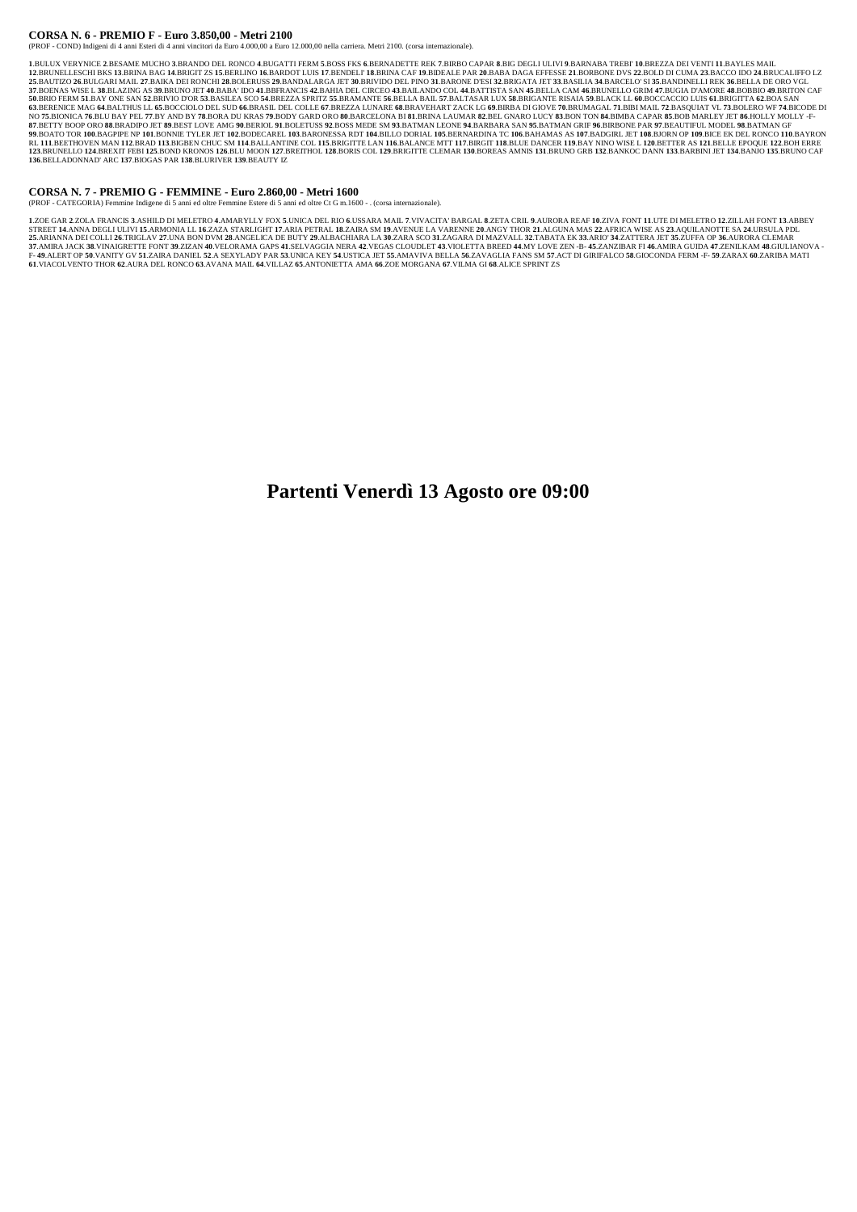## CORSA N. 6 - PREMIO F - Euro 3.850,00 - Metri 2100

(PROF - COND) Indigeni di 4 anni Esteri di 4 anni vincitori da Euro 4.000,00 a Euro 12.000,00 nella carriera. Metri 2100. (corsa internazionale).

**1**.BULUX VERYNICE **2**.BESAME MUCHO **3**.BRANDO DEL RONCO **4**.BUGATTI FERM **5**.BOSS FKS **6**.BERNADETTE REK **7**.BIRBO CAPAR **8**.BIG DEGLI ULIVI **9**.BARNABA TREBI' **10**.BREZZA DEI VENTI **11**.BAYLES MAIL **12**.BRUNELLESCHI BKS **13**.BRINA BAG **14**.BRIGIT ZS **15**.BERLINO **16**.BARDOT LUIS **17**.BENDELI' **18**.BRINA CAF **19**.BIDEALE PAR **20**.BABA DAGA EFFESSE **21**.BORBONE DVS **22**.BOLD DI CUMA **23**.BACCO IDO **24**.BRUCALIFFO LZ **25**.BAUTIZO **26**.BULGARI MAIL **27**.BAIKA DEI RONCHI **28**.BOLERUSS **29**.BANDALARGA JET **30**.BRIVIDO DEL PINO **31**.BARONE D'ESI **32**.BRIGATA JET **33**.BASILIA **34**.BARCELO' SI **35**.BANDINELLI REK **36**.BELLA DE ORO VGL **37**.BOENAS WISE L **38**.BLAZING AS **39**.BRUNO JET **40**.BABA' IDO **41**.BBFRANCIS **42**.BAHIA DEL CIRCEO **43**.BAILANDO COL **44**.BATTISTA SAN **45**.BELLA CAM **46**.BRUNELLO GRIM **47**.BUGIA D'AMORE **48**.BOBBIO **49**.BRITON CAF **50**.BRIO FERM **51**.BAY ONE SAN **52**.BRIVIO D'OR **53**.BASILEA SCO **54**.BREZZA SPRITZ **55**.BRAMANTE **56**.BELLA BAIL **57**.BALTASAR LUX **58**.BRIGANTE RISAIA **59**.BLACK LL **60**.BOCCACCIO LUIS **61**.BRIGITTA **62**.BOA SAN **63**.BERENICE MAG **64**.BALTHUS LL **65**.BOCCIOLO DEL SUD **66**.BRASIL DEL COLLE **67**.BREZZA LUNARE **68**.BRAVEHART ZACK LG **69**.BIRBA DI GIOVE **70**.BRUMAGAL **71**.BIBI MAIL **72**.BASQUIAT VL **73**.BOLERO WF **74**.BICODE DI NO **75**.BIONICA **76**.BLU BAY PEL **77**.BY AND BY **78**.BORA DU KRAS **79**.BODY GARD ORO **80**.BARCELONA BI **81**.BRINA LAUMAR **82**.BEL GNARO LUCY **83**.BON TON **84**.BIMBA CAPAR **85**.BOB MARLEY JET **86**.HOLLY MOLLY -F- **87**.BETTY BOOP ORO **88**.BRADIPO JET **89**.BEST LOVE AMG **90**.BERIOL **91**.BOLETUSS **92**.BOSS MEDE SM **93**.BATMAN LEONE **94**.BARBARA SAN **95**.BATMAN GRIF **96**.BIRBONE PAR **97**.BEAUTIFUL MODEL **98**.BATMAN GF **99**.BOATO TOR **100**.BAGPIPE NP **101**.BONNIE TYLER JET **102**.BODECAREL **103**.BARONESSA RDT **104**.BILLO DORIAL **105**.BERNARDINA TC **106**.BAHAMAS AS **107**.BADGIRL JET **108**.BJORN OP **109**.BICE EK DEL RONCO **110**.BAYRON RL **111**.BEETHOVEN MAN **112**.BRAD **113**.BIGBEN CHUC SM **114**.BALLANTINE COL **115**.BRIGITTE LAN **116**.BALANCE MTT **117**.BIRGIT **118**.BLUE DANCER **119**.BAY NINO WISE L **120**.BETTER AS **121**.BELLE EPOQUE **122**.BOH ERRE **123**.BRUNELLO **124**.BREXIT FEBI **125**.BOND KRONOS **126**.BLU MOON **127**.BREITHOL **128**.BORIS COL **129**.BRIGITTE CLEMAR **130**.BOREAS AMNIS **131**.BRUNO GRB **132**.BANKOC DANN **133**.BARBINI JET **134**.BANJO **135**.BRUNO CAF **136**.BELLADONNAD' ARC **137**.BIOGAS PAR **138**.BLURIVER **139**.BEAUTY IZ

## CORSA N. 7 - PREMIO G - FEMMINE - Euro 2.860,00 - Metri 1600

(PROF - CATEGORIA) Femmine Indigene di 5 anni ed oltre Femmine Estere di 5 anni ed oltre Ct G m.1600 - . (corsa internazionale).

**1**.ZOE GAR **2**.ZOLA FRANCIS **3**.ASHILD DI MELETRO **4**.AMARYLLY FOX **5**.UNICA DEL RIO **6**.USSARA MAIL **7**.VIVACITA' BARGAL **8**.ZETA CRIL **9**.AURORA REAF **10**.ZIVA FONT **11**.UTE DI MELETRO **12**.ZILLAH FONT **13**.ABBEY STREET **14**.ANNA DEGLI ULIVI **15**.ARMONIA LL **16**.ZAZA STARLIGHT **17**.ARIA PETRAL **18**.ZAIRA SM **19**.AVENUE LA VARENNE **20**.ANGY THOR **21**.ALGUNA MAS **22**.AFRICA WISE AS **23**.AQUILANOTTE SA **24**.URSULA PDL **25**.ARIANNA DEI COLLI **26**.TRIGLAV **27**.UNA BON DVM **28**.ANGELICA DE BUTY **29**.ALBACHIARA LA **30**.ZARA SCO **31**.ZAGARA DI MAZVALL **32**.TABATA EK **33**.ARIO' **34**.ZATTERA JET **35**.ZUFFA OP **36**.AURORA CLEMAR **37**.AMIRA JACK **38**.VINAIGRETTE FONT **39**.ZIZAN **40**.VELORAMA GAPS **41**.SELVAGGIA NERA **42**.VEGAS CLOUDLET **43**.VIOLETTA BREED **44**.MY LOVE ZEN -B- **45**.ZANZIBAR FI **46**.AMIRA GUIDA **47**.ZENILKAM **48**.GIULIANOVA -F- **49**.ALERT OP **50**.VANITY GV **51**.ZAIRA DANIEL **52**.A SEXYLADY PAR **53**.UNICA KEY **54**.USTICA JET **55**.AMAVIVA BELLA **56**.ZAVAGLIA FANS SM **57**.ACT DI GIRIFALCO **58**.GIOCONDA FERM -F- **59**.ZARAX **60**.ZARIBA MATI **61**.VIACOLVENTO THOR **62**.AURA DEL RONCO **63**.AVANA MAIL **64**.VILLAZ **65**.ANTONIETTA AMA **66**.ZOE MORGANA **67**.VILMA GI **68**.ALICE SPRINT ZS

# Partenti Venerdì 13 Agosto ore 09:00